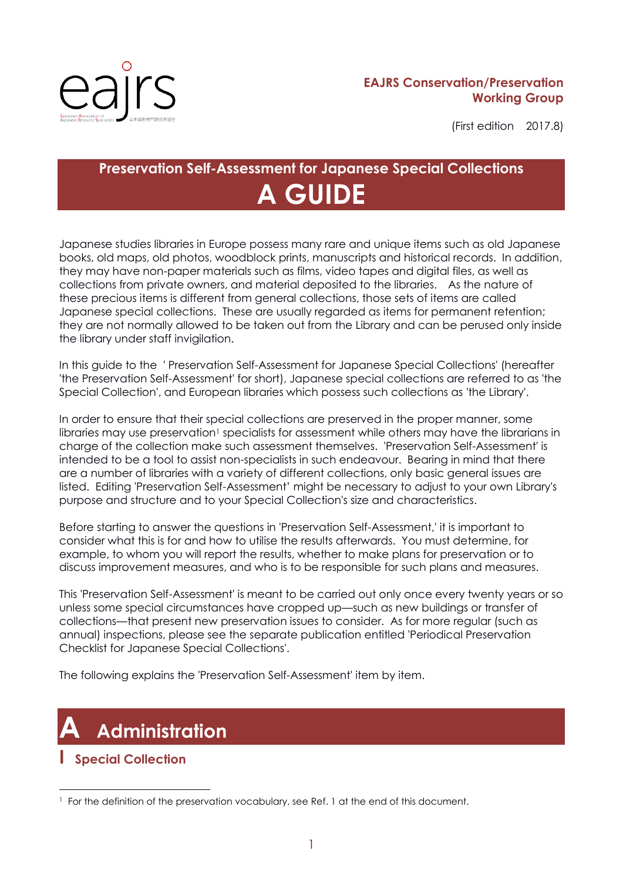EAJRS Conservation/Preservation Working Group

(First edition　2017.8)

# Preservation Self-Assessment for Japanese Special Collections
# A GUIDE

Japanese studies libraries in Europe possess many rare and unique items such as old Japanese books, old maps, old photos, woodblock prints, manuscripts and historical records. In addition, they may have non-paper materials such as films, video tapes and digital files, as well as collections from private owners, and material deposited to the libraries. As the nature of these precious items is different from general collections, those sets of items are called Japanese special collections. These are usually regarded as items for permanent retention; they are not normally allowed to be taken out from the Library and can be perused only inside the library under staff invigilation.

In this guide to the ' Preservation Self-Assessment for Japanese Special Collections' (hereafter 'the Preservation Self-Assessment' for short), Japanese special collections are referred to as 'the Special Collection', and European libraries which possess such collections as 'the Library'.

In order to ensure that their special collections are preserved in the proper manner, some libraries may use preservation[1] specialists for assessment while others may have the librarians in charge of the collection make such assessment themselves. 'Preservation Self-Assessment' is intended to be a tool to assist non-specialists in such endeavour. Bearing in mind that there are a number of libraries with a variety of different collections, only basic general issues are listed. Editing 'Preservation Self-Assessment' might be necessary to adjust to your own Library's purpose and structure and to your Special Collection's size and characteristics.

Before starting to answer the questions in 'Preservation Self-Assessment,' it is important to consider what this is for and how to utilise the results afterwards. You must determine, for example, to whom you will report the results, whether to make plans for preservation or to discuss improvement measures, and who is to be responsible for such plans and measures.

This 'Preservation Self-Assessment' is meant to be carried out only once every twenty years or so unless some special circumstances have cropped up—such as new buildings or transfer of collections—that present new preservation issues to consider. As for more regular (such as annual) inspections, please see the separate publication entitled 'Periodical Preservation Checklist for Japanese Special Collections'.

The following explains the 'Preservation Self-Assessment' item by item.

# A Administration

## I Special Collection

[1] For the definition of the preservation vocabulary, see Ref. 1 at the end of this document.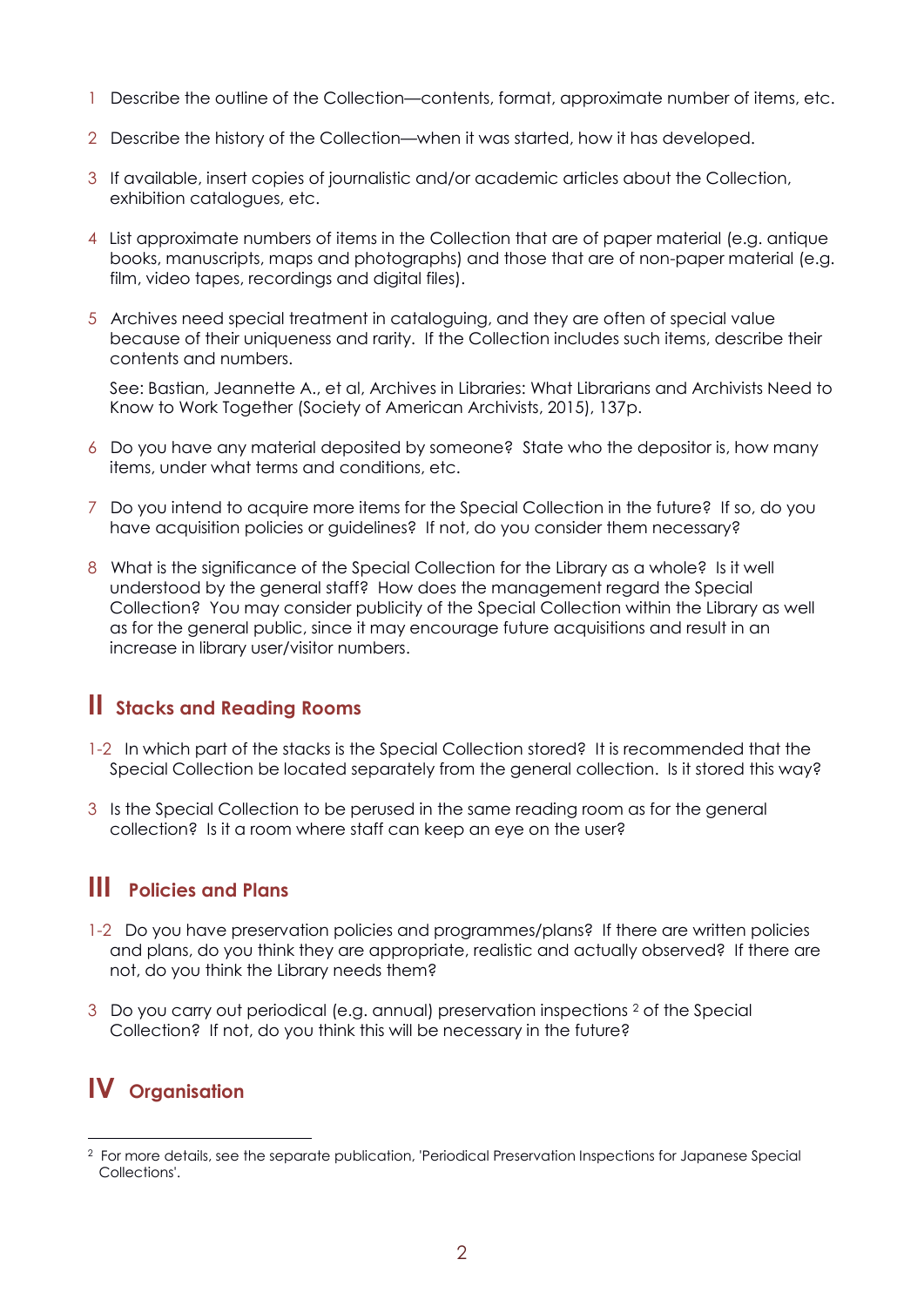1 Describe the outline of the Collection—contents, format, approximate number of items, etc.

2 Describe the history of the Collection—when it was started, how it has developed.

3 If available, insert copies of journalistic and/or academic articles about the Collection, exhibition catalogues, etc.

4 List approximate numbers of items in the Collection that are of paper material (e.g. antique books, manuscripts, maps and photographs) and those that are of non-paper material (e.g. film, video tapes, recordings and digital files).

5 Archives need special treatment in cataloguing, and they are often of special value because of their uniqueness and rarity. If the Collection includes such items, describe their contents and numbers.

See: Bastian, Jeannette A., et al, Archives in Libraries: What Librarians and Archivists Need to Know to Work Together (Society of American Archivists, 2015), 137p.

6 Do you have any material deposited by someone? State who the depositor is, how many items, under what terms and conditions, etc.

7 Do you intend to acquire more items for the Special Collection in the future? If so, do you have acquisition policies or guidelines? If not, do you consider them necessary?

8 What is the significance of the Special Collection for the Library as a whole? Is it well understood by the general staff? How does the management regard the Special Collection? You may consider publicity of the Special Collection within the Library as well as for the general public, since it may encourage future acquisitions and result in an increase in library user/visitor numbers.

## II Stacks and Reading Rooms

1-2 In which part of the stacks is the Special Collection stored? It is recommended that the Special Collection be located separately from the general collection. Is it stored this way?

3 Is the Special Collection to be perused in the same reading room as for the general collection? Is it a room where staff can keep an eye on the user?

## III Policies and Plans

1-2 Do you have preservation policies and programmes/plans? If there are written policies and plans, do you think they are appropriate, realistic and actually observed? If there are not, do you think the Library needs them?

3 Do you carry out periodical (e.g. annual) preservation inspections [2] of the Special Collection? If not, do you think this will be necessary in the future?

## IV Organisation

[2] For more details, see the separate publication, 'Periodical Preservation Inspections for Japanese Special Collections'.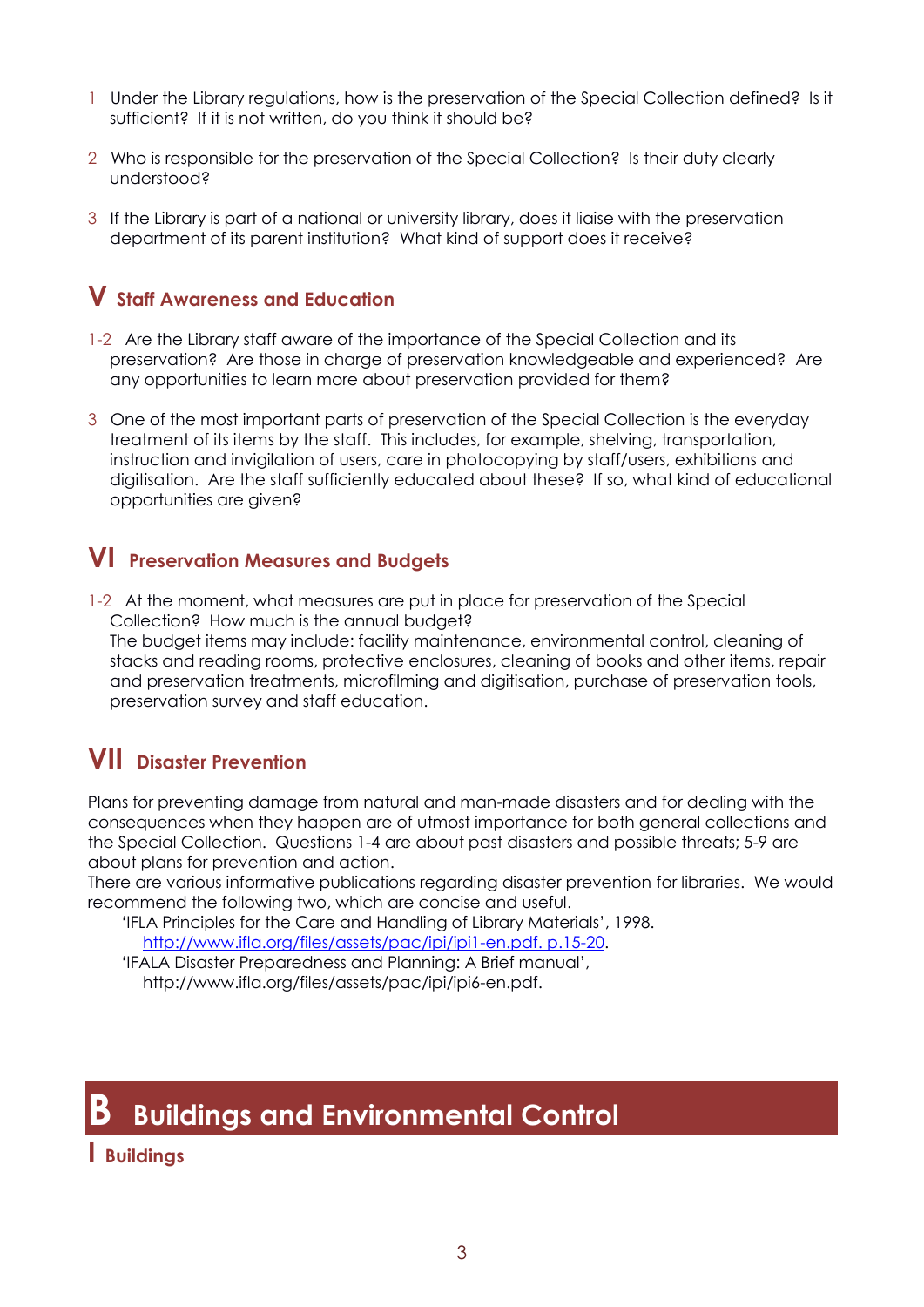1 Under the Library regulations, how is the preservation of the Special Collection defined? Is it sufficient? If it is not written, do you think it should be?

2 Who is responsible for the preservation of the Special Collection? Is their duty clearly understood?

3 If the Library is part of a national or university library, does it liaise with the preservation department of its parent institution? What kind of support does it receive?

## V Staff Awareness and Education

1-2 Are the Library staff aware of the importance of the Special Collection and its preservation? Are those in charge of preservation knowledgeable and experienced? Are any opportunities to learn more about preservation provided for them?

3 One of the most important parts of preservation of the Special Collection is the everyday treatment of its items by the staff. This includes, for example, shelving, transportation, instruction and invigilation of users, care in photocopying by staff/users, exhibitions and digitisation. Are the staff sufficiently educated about these? If so, what kind of educational opportunities are given?

## VI Preservation Measures and Budgets

1-2 At the moment, what measures are put in place for preservation of the Special Collection? How much is the annual budget?
The budget items may include: facility maintenance, environmental control, cleaning of stacks and reading rooms, protective enclosures, cleaning of books and other items, repair and preservation treatments, microfilming and digitisation, purchase of preservation tools, preservation survey and staff education.

## VII Disaster Prevention

Plans for preventing damage from natural and man-made disasters and for dealing with the consequences when they happen are of utmost importance for both general collections and the Special Collection. Questions 1-4 are about past disasters and possible threats; 5-9 are about plans for prevention and action.
There are various informative publications regarding disaster prevention for libraries. We would recommend the following two, which are concise and useful.

'IFLA Principles for the Care and Handling of Library Materials', 1998.
http://www.ifla.org/files/assets/pac/ipi/ipi1-en.pdf. p.15-20.

'IFALA Disaster Preparedness and Planning: A Brief manual',
http://www.ifla.org/files/assets/pac/ipi/ipi6-en.pdf.

# B Buildings and Environmental Control

## I Buildings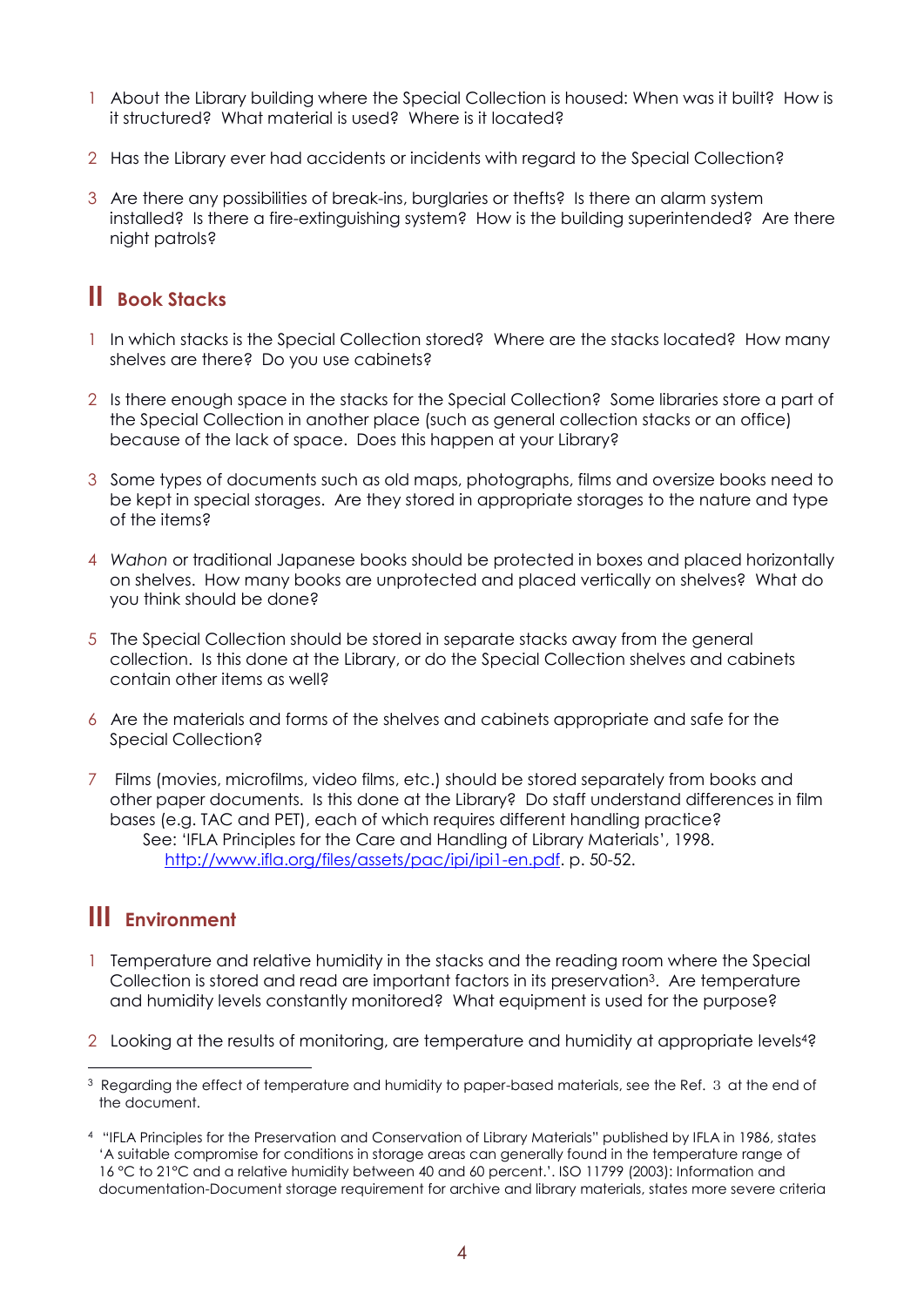1 About the Library building where the Special Collection is housed: When was it built? How is it structured? What material is used? Where is it located?

2 Has the Library ever had accidents or incidents with regard to the Special Collection?

3 Are there any possibilities of break-ins, burglaries or thefts? Is there an alarm system installed? Is there a fire-extinguishing system? How is the building superintended? Are there night patrols?

## II Book Stacks

1 In which stacks is the Special Collection stored? Where are the stacks located? How many shelves are there? Do you use cabinets?

2 Is there enough space in the stacks for the Special Collection? Some libraries store a part of the Special Collection in another place (such as general collection stacks or an office) because of the lack of space. Does this happen at your Library?

3 Some types of documents such as old maps, photographs, films and oversize books need to be kept in special storages. Are they stored in appropriate storages to the nature and type of the items?

4 *Wahon* or traditional Japanese books should be protected in boxes and placed horizontally on shelves. How many books are unprotected and placed vertically on shelves? What do you think should be done?

5 The Special Collection should be stored in separate stacks away from the general collection. Is this done at the Library, or do the Special Collection shelves and cabinets contain other items as well?

6 Are the materials and forms of the shelves and cabinets appropriate and safe for the Special Collection?

7 Films (movies, microfilms, video films, etc.) should be stored separately from books and other paper documents. Is this done at the Library? Do staff understand differences in film bases (e.g. TAC and PET), each of which requires different handling practice?
See: 'IFLA Principles for the Care and Handling of Library Materials', 1998. http://www.ifla.org/files/assets/pac/ipi/ipi1-en.pdf. p. 50-52.

## III Environment

1 Temperature and relative humidity in the stacks and the reading room where the Special Collection is stored and read are important factors in its preservation[3]. Are temperature and humidity levels constantly monitored? What equipment is used for the purpose?

2 Looking at the results of monitoring, are temperature and humidity at appropriate levels[4]?

---

[3] Regarding the effect of temperature and humidity to paper-based materials, see the Ref. 3 at the end of the document.

[4] "IFLA Principles for the Preservation and Conservation of Library Materials" published by IFLA in 1986, states 'A suitable compromise for conditions in storage areas can generally found in the temperature range of 16 °C to 21°C and a relative humidity between 40 and 60 percent.'. ISO 11799 (2003): Information and documentation-Document storage requirement for archive and library materials, states more severe criteria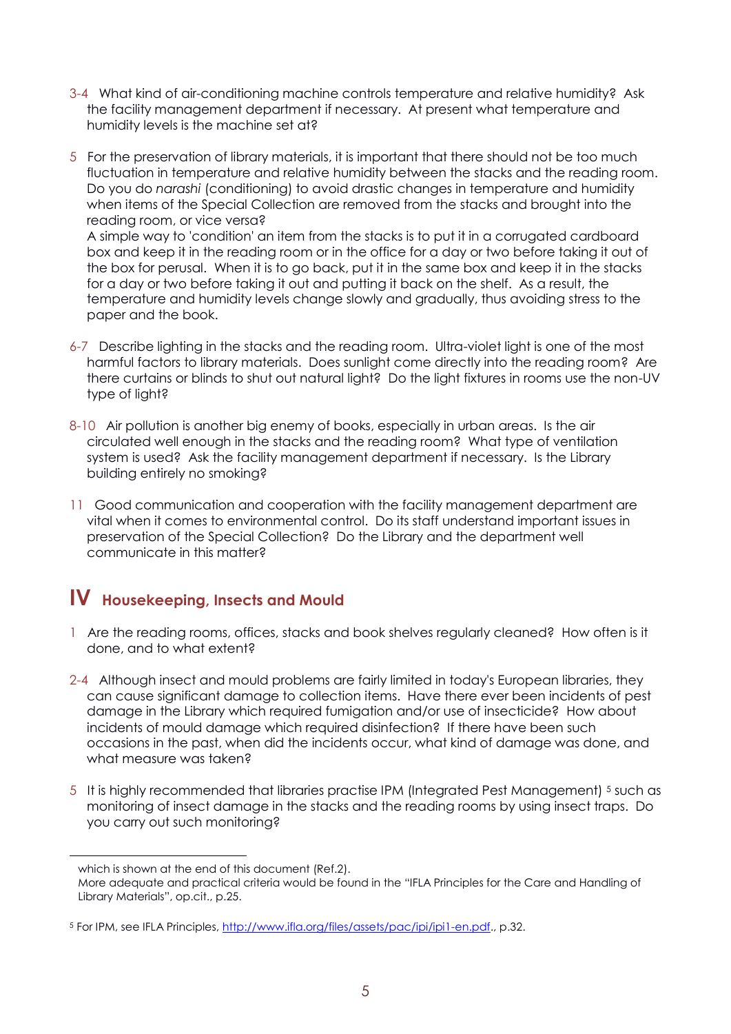3-4 What kind of air-conditioning machine controls temperature and relative humidity? Ask the facility management department if necessary. At present what temperature and humidity levels is the machine set at?

5 For the preservation of library materials, it is important that there should not be too much fluctuation in temperature and relative humidity between the stacks and the reading room. Do you do *narashi* (conditioning) to avoid drastic changes in temperature and humidity when items of the Special Collection are removed from the stacks and brought into the reading room, or vice versa?
A simple way to 'condition' an item from the stacks is to put it in a corrugated cardboard box and keep it in the reading room or in the office for a day or two before taking it out of the box for perusal. When it is to go back, put it in the same box and keep it in the stacks for a day or two before taking it out and putting it back on the shelf. As a result, the temperature and humidity levels change slowly and gradually, thus avoiding stress to the paper and the book.

6-7 Describe lighting in the stacks and the reading room. Ultra-violet light is one of the most harmful factors to library materials. Does sunlight come directly into the reading room? Are there curtains or blinds to shut out natural light? Do the light fixtures in rooms use the non-UV type of light?

8-10 Air pollution is another big enemy of books, especially in urban areas. Is the air circulated well enough in the stacks and the reading room? What type of ventilation system is used? Ask the facility management department if necessary. Is the Library building entirely no smoking?

11 Good communication and cooperation with the facility management department are vital when it comes to environmental control. Do its staff understand important issues in preservation of the Special Collection? Do the Library and the department well communicate in this matter?

## IV Housekeeping, Insects and Mould

1 Are the reading rooms, offices, stacks and book shelves regularly cleaned? How often is it done, and to what extent?

2-4 Although insect and mould problems are fairly limited in today's European libraries, they can cause significant damage to collection items. Have there ever been incidents of pest damage in the Library which required fumigation and/or use of insecticide? How about incidents of mould damage which required disinfection? If there have been such occasions in the past, when did the incidents occur, what kind of damage was done, and what measure was taken?

5 It is highly recommended that libraries practise IPM (Integrated Pest Management) [5] such as monitoring of insect damage in the stacks and the reading rooms by using insect traps. Do you carry out such monitoring?

---

which is shown at the end of this document (Ref.2).
More adequate and practical criteria would be found in the "IFLA Principles for the Care and Handling of Library Materials", op.cit., p.25.

[5] For IPM, see IFLA Principles, http://www.ifla.org/files/assets/pac/ipi/ipi1-en.pdf., p.32.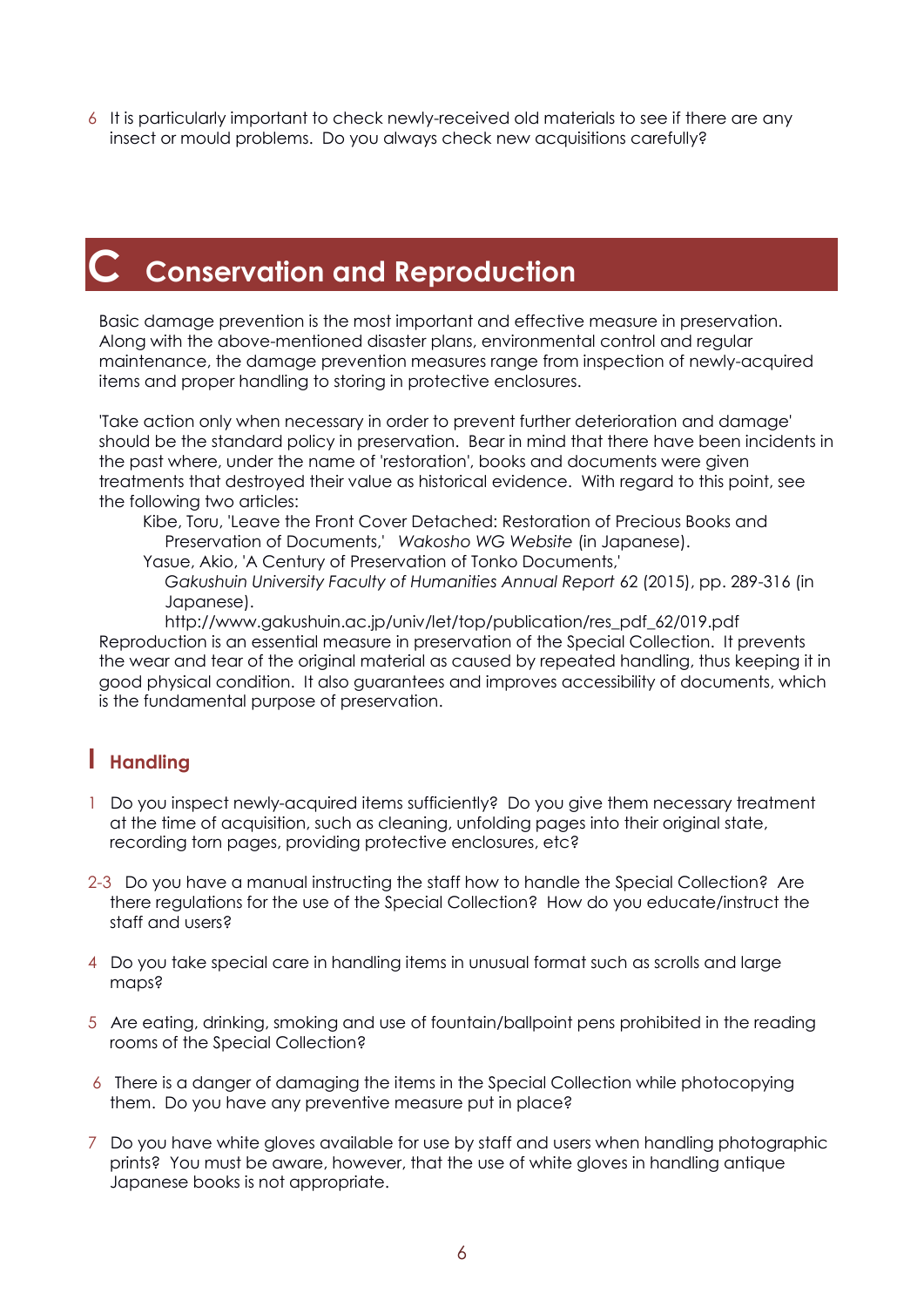6 It is particularly important to check newly-received old materials to see if there are any insect or mould problems. Do you always check new acquisitions carefully?

# C Conservation and Reproduction

Basic damage prevention is the most important and effective measure in preservation. Along with the above-mentioned disaster plans, environmental control and regular maintenance, the damage prevention measures range from inspection of newly-acquired items and proper handling to storing in protective enclosures.

'Take action only when necessary in order to prevent further deterioration and damage' should be the standard policy in preservation. Bear in mind that there have been incidents in the past where, under the name of 'restoration', books and documents were given treatments that destroyed their value as historical evidence. With regard to this point, see the following two articles:

> Kibe, Toru, 'Leave the Front Cover Detached: Restoration of Precious Books and Preservation of Documents,' *Wakosho WG Website* (in Japanese).
>
> Yasue, Akio, 'A Century of Preservation of Tonko Documents,' *Gakushuin University Faculty of Humanities Annual Report* 62 (2015), pp. 289-316 (in Japanese).
> http://www.gakushuin.ac.jp/univ/let/top/publication/res_pdf_62/019.pdf

Reproduction is an essential measure in preservation of the Special Collection. It prevents the wear and tear of the original material as caused by repeated handling, thus keeping it in good physical condition. It also guarantees and improves accessibility of documents, which is the fundamental purpose of preservation.

## I Handling

1 Do you inspect newly-acquired items sufficiently? Do you give them necessary treatment at the time of acquisition, such as cleaning, unfolding pages into their original state, recording torn pages, providing protective enclosures, etc?

2-3 Do you have a manual instructing the staff how to handle the Special Collection? Are there regulations for the use of the Special Collection? How do you educate/instruct the staff and users?

4 Do you take special care in handling items in unusual format such as scrolls and large maps?

5 Are eating, drinking, smoking and use of fountain/ballpoint pens prohibited in the reading rooms of the Special Collection?

6 There is a danger of damaging the items in the Special Collection while photocopying them. Do you have any preventive measure put in place?

7 Do you have white gloves available for use by staff and users when handling photographic prints? You must be aware, however, that the use of white gloves in handling antique Japanese books is not appropriate.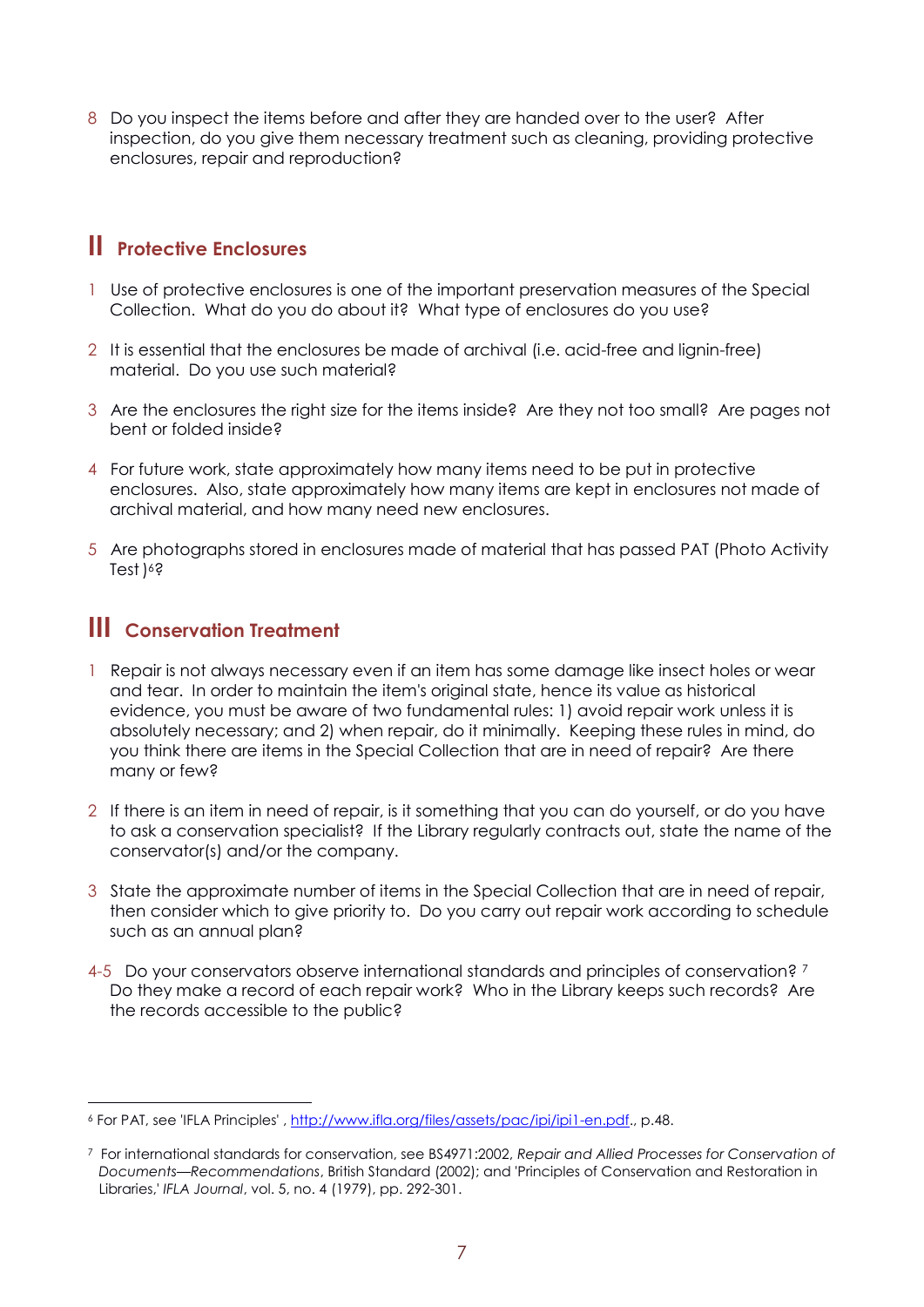8 Do you inspect the items before and after they are handed over to the user? After inspection, do you give them necessary treatment such as cleaning, providing protective enclosures, repair and reproduction?

## II Protective Enclosures

1 Use of protective enclosures is one of the important preservation measures of the Special Collection. What do you do about it? What type of enclosures do you use?

2 It is essential that the enclosures be made of archival (i.e. acid-free and lignin-free) material. Do you use such material?

3 Are the enclosures the right size for the items inside? Are they not too small? Are pages not bent or folded inside?

4 For future work, state approximately how many items need to be put in protective enclosures. Also, state approximately how many items are kept in enclosures not made of archival material, and how many need new enclosures.

5 Are photographs stored in enclosures made of material that has passed PAT (Photo Activity Test )[6]?

## III Conservation Treatment

1 Repair is not always necessary even if an item has some damage like insect holes or wear and tear. In order to maintain the item's original state, hence its value as historical evidence, you must be aware of two fundamental rules: 1) avoid repair work unless it is absolutely necessary; and 2) when repair, do it minimally. Keeping these rules in mind, do you think there are items in the Special Collection that are in need of repair? Are there many or few?

2 If there is an item in need of repair, is it something that you can do yourself, or do you have to ask a conservation specialist? If the Library regularly contracts out, state the name of the conservator(s) and/or the company.

3 State the approximate number of items in the Special Collection that are in need of repair, then consider which to give priority to. Do you carry out repair work according to schedule such as an annual plan?

4-5 Do your conservators observe international standards and principles of conservation? [7] Do they make a record of each repair work? Who in the Library keeps such records? Are the records accessible to the public?

---

[6] For PAT, see 'IFLA Principles' , http://www.ifla.org/files/assets/pac/ipi/ipi1-en.pdf., p.48.

[7] For international standards for conservation, see BS4971:2002, *Repair and Allied Processes for Conservation of Documents—Recommendations*, British Standard (2002); and 'Principles of Conservation and Restoration in Libraries,' *IFLA Journal*, vol. 5, no. 4 (1979), pp. 292-301.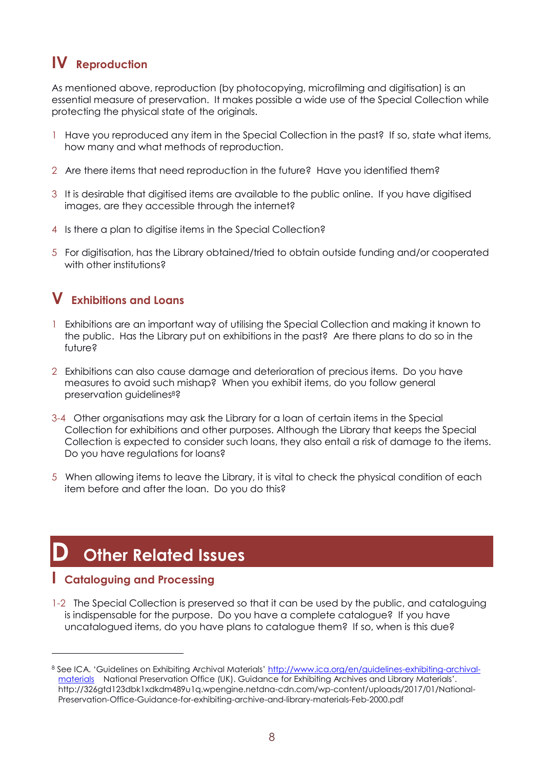## IV Reproduction

As mentioned above, reproduction (by photocopying, microfilming and digitisation) is an essential measure of preservation. It makes possible a wide use of the Special Collection while protecting the physical state of the originals.

1 Have you reproduced any item in the Special Collection in the past? If so, state what items, how many and what methods of reproduction.

2 Are there items that need reproduction in the future? Have you identified them?

3 It is desirable that digitised items are available to the public online. If you have digitised images, are they accessible through the internet?

4 Is there a plan to digitise items in the Special Collection?

5 For digitisation, has the Library obtained/tried to obtain outside funding and/or cooperated with other institutions?

## V Exhibitions and Loans

1 Exhibitions are an important way of utilising the Special Collection and making it known to the public. Has the Library put on exhibitions in the past? Are there plans to do so in the future?

2 Exhibitions can also cause damage and deterioration of precious items. Do you have measures to avoid such mishap? When you exhibit items, do you follow general preservation guidelines[8]?

3-4 Other organisations may ask the Library for a loan of certain items in the Special Collection for exhibitions and other purposes. Although the Library that keeps the Special Collection is expected to consider such loans, they also entail a risk of damage to the items. Do you have regulations for loans?

5 When allowing items to leave the Library, it is vital to check the physical condition of each item before and after the loan. Do you do this?

# D Other Related Issues

## I Cataloguing and Processing

1-2 The Special Collection is preserved so that it can be used by the public, and cataloguing is indispensable for the purpose. Do you have a complete catalogue? If you have uncatalogued items, do you have plans to catalogue them? If so, when is this due?

---

[8] See ICA. 'Guidelines on Exhibiting Archival Materials' http://www.ica.org/en/guidelines-exhibiting-archival-materials National Preservation Office (UK). Guidance for Exhibiting Archives and Library Materials'. http://326gtd123dbk1xdkdm489u1q.wpengine.netdna-cdn.com/wp-content/uploads/2017/01/National-Preservation-Office-Guidance-for-exhibiting-archive-and-library-materials-Feb-2000.pdf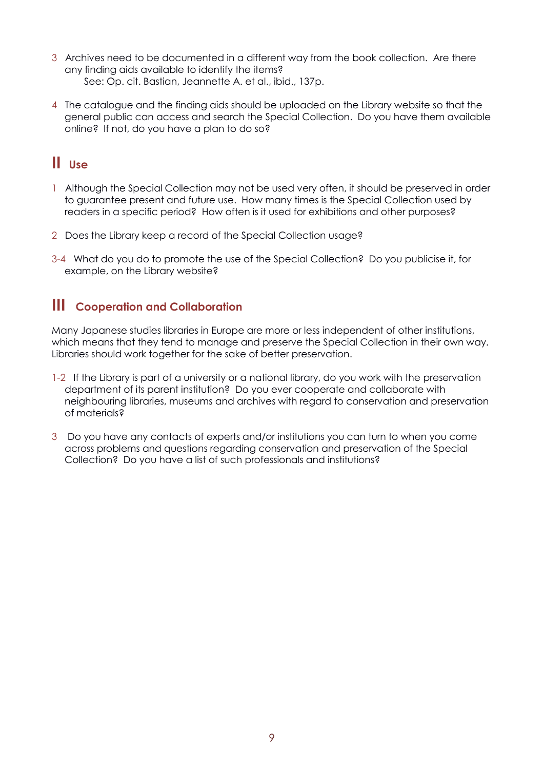3 Archives need to be documented in a different way from the book collection. Are there any finding aids available to identify the items?
   See: Op. cit. Bastian, Jeannette A. et al., ibid., 137p.

4 The catalogue and the finding aids should be uploaded on the Library website so that the general public can access and search the Special Collection. Do you have them available online? If not, do you have a plan to do so?

## II Use

1 Although the Special Collection may not be used very often, it should be preserved in order to guarantee present and future use. How many times is the Special Collection used by readers in a specific period? How often is it used for exhibitions and other purposes?

2 Does the Library keep a record of the Special Collection usage?

3-4 What do you do to promote the use of the Special Collection? Do you publicise it, for example, on the Library website?

## III Cooperation and Collaboration

Many Japanese studies libraries in Europe are more or less independent of other institutions, which means that they tend to manage and preserve the Special Collection in their own way. Libraries should work together for the sake of better preservation.

1-2 If the Library is part of a university or a national library, do you work with the preservation department of its parent institution? Do you ever cooperate and collaborate with neighbouring libraries, museums and archives with regard to conservation and preservation of materials?

3 Do you have any contacts of experts and/or institutions you can turn to when you come across problems and questions regarding conservation and preservation of the Special Collection? Do you have a list of such professionals and institutions?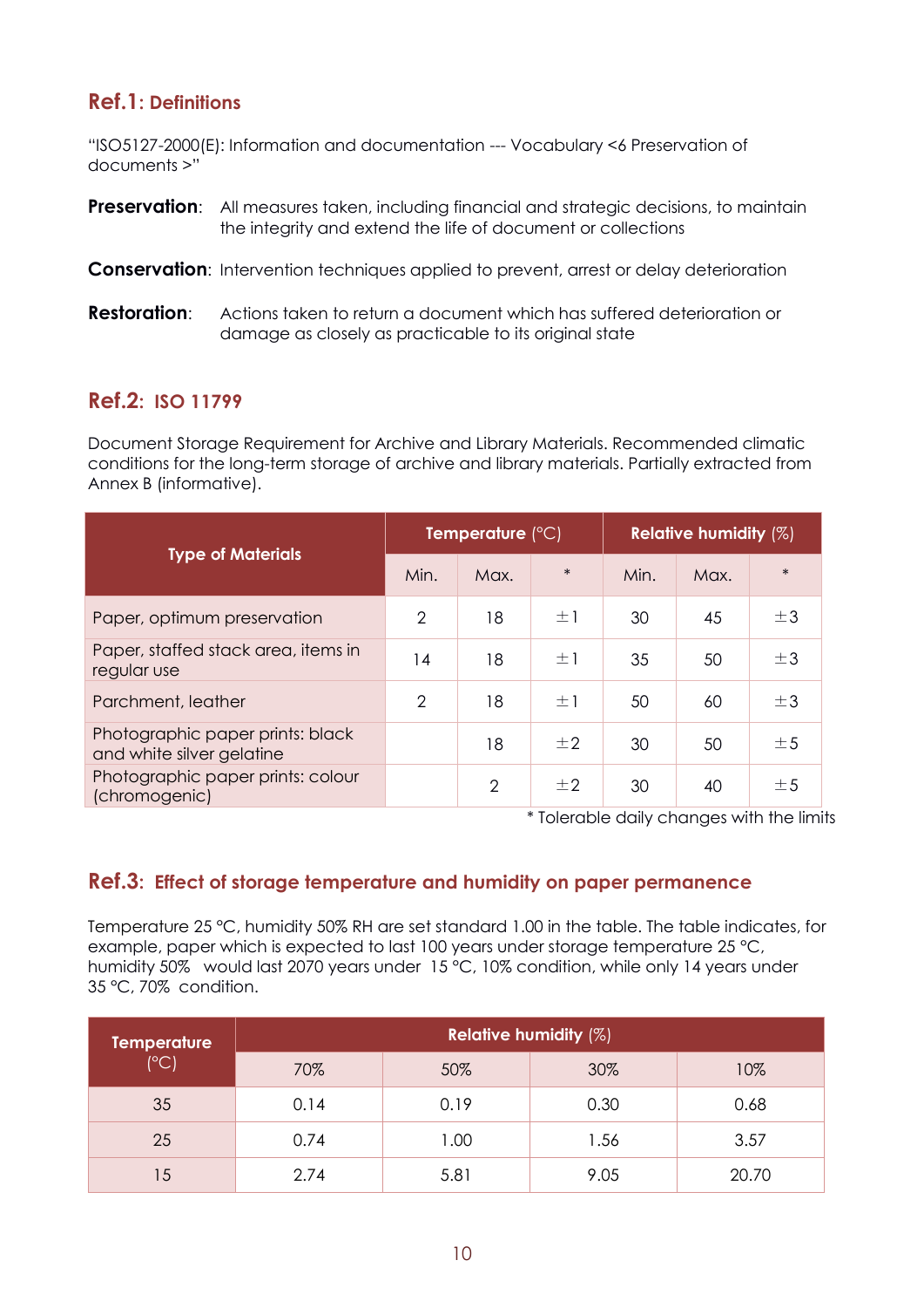## Ref.1: Definitions

"ISO5127-2000(E): Information and documentation --- Vocabulary <6 Preservation of documents >"

**Preservation**: All measures taken, including financial and strategic decisions, to maintain the integrity and extend the life of document or collections

**Conservation**: Intervention techniques applied to prevent, arrest or delay deterioration

**Restoration**: Actions taken to return a document which has suffered deterioration or damage as closely as practicable to its original state

## Ref.2: ISO 11799

Document Storage Requirement for Archive and Library Materials. Recommended climatic conditions for the long-term storage of archive and library materials. Partially extracted from Annex B (informative).

| Type of Materials | Temperature (°C) | | | Relative humidity (%) | | |
|---|---|---|---|---|---|---|
| | Min. | Max. | * | Min. | Max. | * |
| Paper, optimum preservation | 2 | 18 | ±1 | 30 | 45 | ±3 |
| Paper, staffed stack area, items in regular use | 14 | 18 | ±1 | 35 | 50 | ±3 |
| Parchment, leather | 2 | 18 | ±1 | 50 | 60 | ±3 |
| Photographic paper prints: black and white silver gelatine | | 18 | ±2 | 30 | 50 | ±5 |
| Photographic paper prints: colour (chromogenic) | | 2 | ±2 | 30 | 40 | ±5 |

\* Tolerable daily changes with the limits

## Ref.3: Effect of storage temperature and humidity on paper permanence

Temperature 25 °C, humidity 50% RH are set standard 1.00 in the table. The table indicates, for example, paper which is expected to last 100 years under storage temperature 25 °C, humidity 50% would last 2070 years under 15 °C, 10% condition, while only 14 years under 35 °C, 70% condition.

| Temperature (°C) | Relative humidity (%) | | | |
|---|---|---|---|---|
| | 70% | 50% | 30% | 10% |
| 35 | 0.14 | 0.19 | 0.30 | 0.68 |
| 25 | 0.74 | 1.00 | 1.56 | 3.57 |
| 15 | 2.74 | 5.81 | 9.05 | 20.70 |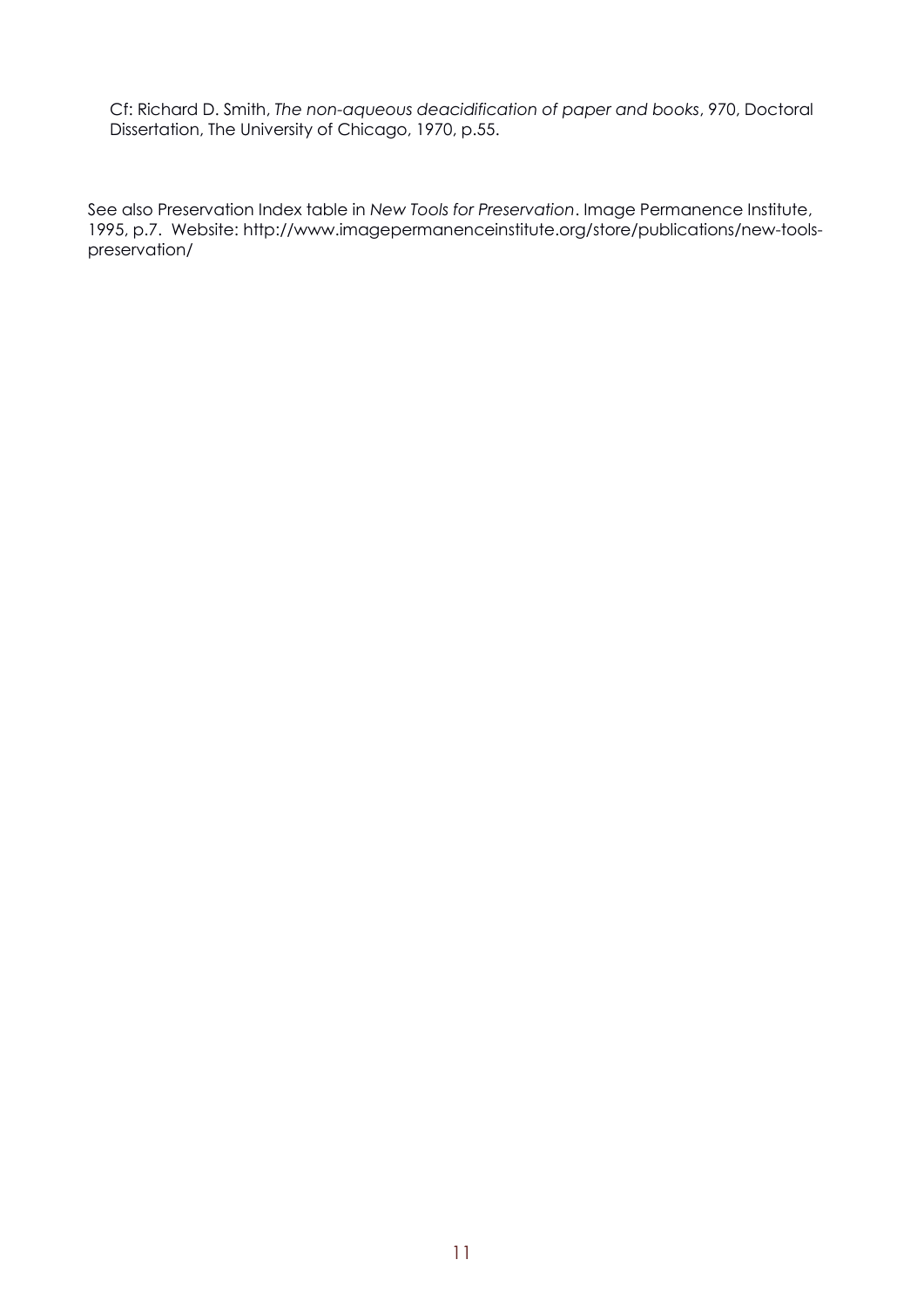Cf: Richard D. Smith, *The non-aqueous deacidification of paper and books*, 970, Doctoral Dissertation, The University of Chicago, 1970, p.55.

See also Preservation Index table in *New Tools for Preservation*. Image Permanence Institute, 1995, p.7. Website: http://www.imagepermanenceinstitute.org/store/publications/new-tools-preservation/